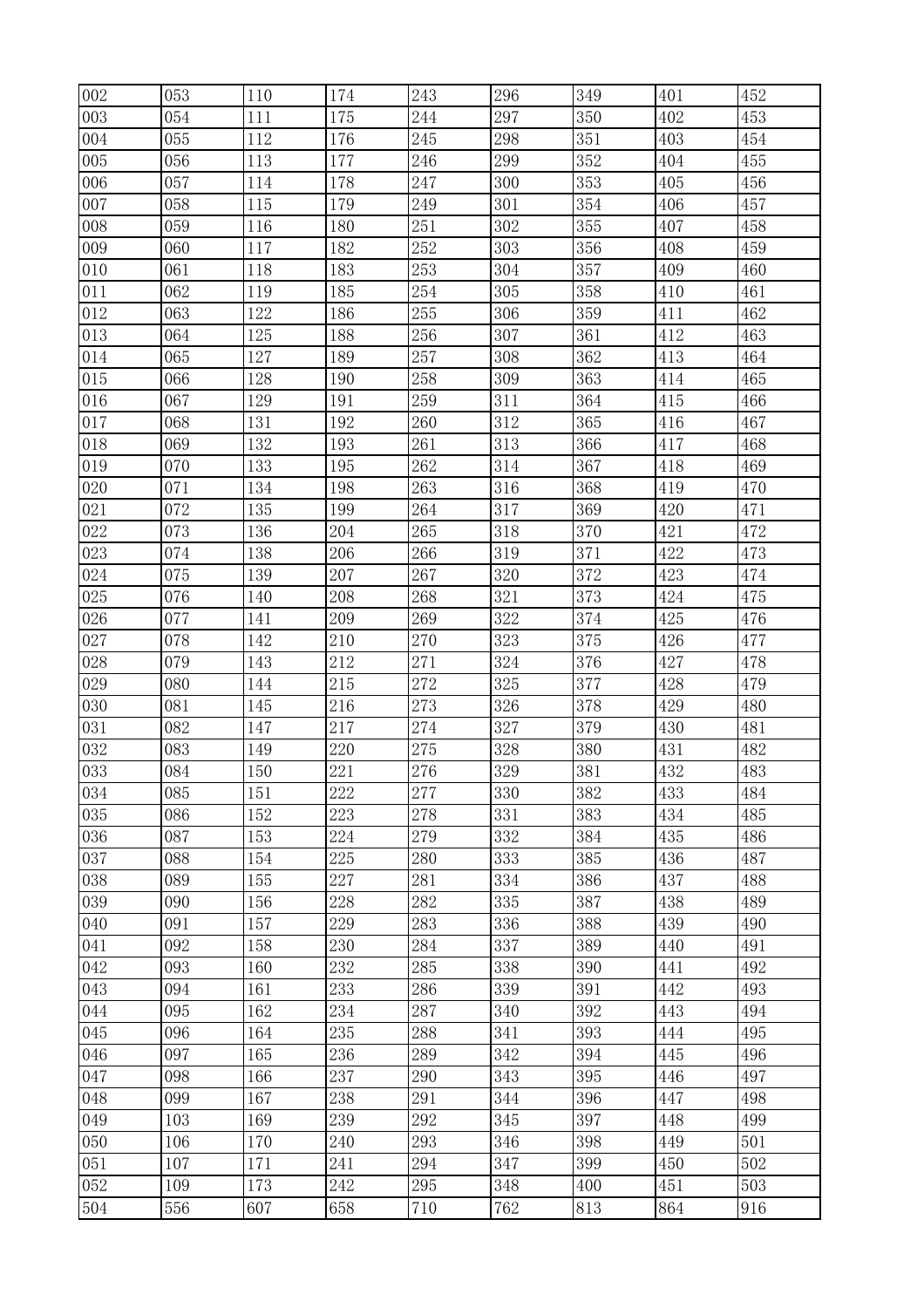| 002 | 053 | 110 | 174 | 243 | 296 | 349 | 401 | 452 |
|---|---|---|---|---|---|---|---|---|
| 003 | 054 | 111 | 175 | 244 | 297 | 350 | 402 | 453 |
| 004 | 055 | 112 | 176 | 245 | 298 | 351 | 403 | 454 |
| 005 | 056 | 113 | 177 | 246 | 299 | 352 | 404 | 455 |
| 006 | 057 | 114 | 178 | 247 | 300 | 353 | 405 | 456 |
| 007 | 058 | 115 | 179 | 249 | 301 | 354 | 406 | 457 |
| 008 | 059 | 116 | 180 | 251 | 302 | 355 | 407 | 458 |
| 009 | 060 | 117 | 182 | 252 | 303 | 356 | 408 | 459 |
| 010 | 061 | 118 | 183 | 253 | 304 | 357 | 409 | 460 |
| 011 | 062 | 119 | 185 | 254 | 305 | 358 | 410 | 461 |
| 012 | 063 | 122 | 186 | 255 | 306 | 359 | 411 | 462 |
| 013 | 064 | 125 | 188 | 256 | 307 | 361 | 412 | 463 |
| 014 | 065 | 127 | 189 | 257 | 308 | 362 | 413 | 464 |
| 015 | 066 | 128 | 190 | 258 | 309 | 363 | 414 | 465 |
| 016 | 067 | 129 | 191 | 259 | 311 | 364 | 415 | 466 |
| 017 | 068 | 131 | 192 | 260 | 312 | 365 | 416 | 467 |
| 018 | 069 | 132 | 193 | 261 | 313 | 366 | 417 | 468 |
| 019 | 070 | 133 | 195 | 262 | 314 | 367 | 418 | 469 |
| 020 | 071 | 134 | 198 | 263 | 316 | 368 | 419 | 470 |
| 021 | 072 | 135 | 199 | 264 | 317 | 369 | 420 | 471 |
| 022 | 073 | 136 | 204 | 265 | 318 | 370 | 421 | 472 |
| 023 | 074 | 138 | 206 | 266 | 319 | 371 | 422 | 473 |
| 024 | 075 | 139 | 207 | 267 | 320 | 372 | 423 | 474 |
| 025 | 076 | 140 | 208 | 268 | 321 | 373 | 424 | 475 |
| 026 | 077 | 141 | 209 | 269 | 322 | 374 | 425 | 476 |
| 027 | 078 | 142 | 210 | 270 | 323 | 375 | 426 | 477 |
| 028 | 079 | 143 | 212 | 271 | 324 | 376 | 427 | 478 |
| 029 | 080 | 144 | 215 | 272 | 325 | 377 | 428 | 479 |
| 030 | 081 | 145 | 216 | 273 | 326 | 378 | 429 | 480 |
| 031 | 082 | 147 | 217 | 274 | 327 | 379 | 430 | 481 |
| 032 | 083 | 149 | 220 | 275 | 328 | 380 | 431 | 482 |
| 033 | 084 | 150 | 221 | 276 | 329 | 381 | 432 | 483 |
| 034 | 085 | 151 | 222 | 277 | 330 | 382 | 433 | 484 |
| 035 | 086 | 152 | 223 | 278 | 331 | 383 | 434 | 485 |
| 036 | 087 | 153 | 224 | 279 | 332 | 384 | 435 | 486 |
| 037 | 088 | 154 | 225 | 280 | 333 | 385 | 436 | 487 |
| 038 | 089 | 155 | 227 | 281 | 334 | 386 | 437 | 488 |
| 039 | 090 | 156 | 228 | 282 | 335 | 387 | 438 | 489 |
| 040 | 091 | 157 | 229 | 283 | 336 | 388 | 439 | 490 |
| 041 | 092 | 158 | 230 | 284 | 337 | 389 | 440 | 491 |
| 042 | 093 | 160 | 232 | 285 | 338 | 390 | 441 | 492 |
| 043 | 094 | 161 | 233 | 286 | 339 | 391 | 442 | 493 |
| 044 | 095 | 162 | 234 | 287 | 340 | 392 | 443 | 494 |
| 045 | 096 | 164 | 235 | 288 | 341 | 393 | 444 | 495 |
| 046 | 097 | 165 | 236 | 289 | 342 | 394 | 445 | 496 |
| 047 | 098 | 166 | 237 | 290 | 343 | 395 | 446 | 497 |
| 048 | 099 | 167 | 238 | 291 | 344 | 396 | 447 | 498 |
| 049 | 103 | 169 | 239 | 292 | 345 | 397 | 448 | 499 |
| 050 | 106 | 170 | 240 | 293 | 346 | 398 | 449 | 501 |
| 051 | 107 | 171 | 241 | 294 | 347 | 399 | 450 | 502 |
| 052 | 109 | 173 | 242 | 295 | 348 | 400 | 451 | 503 |
| 504 | 556 | 607 | 658 | 710 | 762 | 813 | 864 | 916 |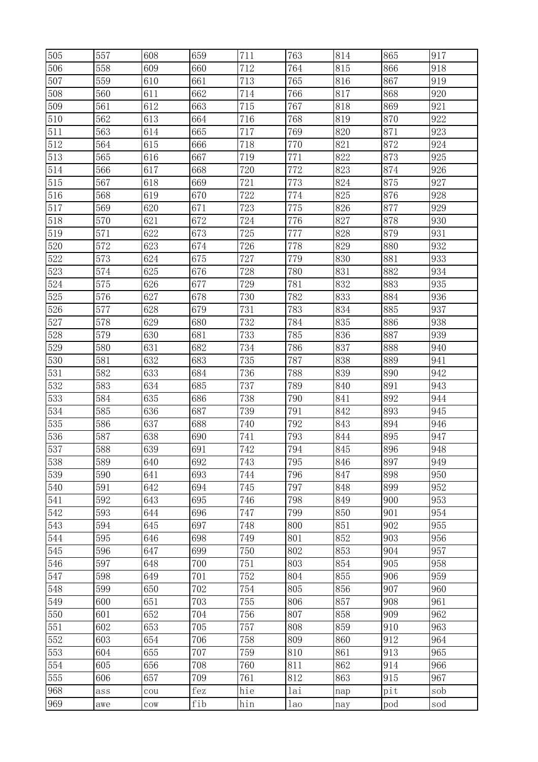| 505 | 557 | 608 | 659 | 711 | 763 | 814 | 865 | 917 |
|---|---|---|---|---|---|---|---|---|
| 506 | 558 | 609 | 660 | 712 | 764 | 815 | 866 | 918 |
| 507 | 559 | 610 | 661 | 713 | 765 | 816 | 867 | 919 |
| 508 | 560 | 611 | 662 | 714 | 766 | 817 | 868 | 920 |
| 509 | 561 | 612 | 663 | 715 | 767 | 818 | 869 | 921 |
| 510 | 562 | 613 | 664 | 716 | 768 | 819 | 870 | 922 |
| 511 | 563 | 614 | 665 | 717 | 769 | 820 | 871 | 923 |
| 512 | 564 | 615 | 666 | 718 | 770 | 821 | 872 | 924 |
| 513 | 565 | 616 | 667 | 719 | 771 | 822 | 873 | 925 |
| 514 | 566 | 617 | 668 | 720 | 772 | 823 | 874 | 926 |
| 515 | 567 | 618 | 669 | 721 | 773 | 824 | 875 | 927 |
| 516 | 568 | 619 | 670 | 722 | 774 | 825 | 876 | 928 |
| 517 | 569 | 620 | 671 | 723 | 775 | 826 | 877 | 929 |
| 518 | 570 | 621 | 672 | 724 | 776 | 827 | 878 | 930 |
| 519 | 571 | 622 | 673 | 725 | 777 | 828 | 879 | 931 |
| 520 | 572 | 623 | 674 | 726 | 778 | 829 | 880 | 932 |
| 522 | 573 | 624 | 675 | 727 | 779 | 830 | 881 | 933 |
| 523 | 574 | 625 | 676 | 728 | 780 | 831 | 882 | 934 |
| 524 | 575 | 626 | 677 | 729 | 781 | 832 | 883 | 935 |
| 525 | 576 | 627 | 678 | 730 | 782 | 833 | 884 | 936 |
| 526 | 577 | 628 | 679 | 731 | 783 | 834 | 885 | 937 |
| 527 | 578 | 629 | 680 | 732 | 784 | 835 | 886 | 938 |
| 528 | 579 | 630 | 681 | 733 | 785 | 836 | 887 | 939 |
| 529 | 580 | 631 | 682 | 734 | 786 | 837 | 888 | 940 |
| 530 | 581 | 632 | 683 | 735 | 787 | 838 | 889 | 941 |
| 531 | 582 | 633 | 684 | 736 | 788 | 839 | 890 | 942 |
| 532 | 583 | 634 | 685 | 737 | 789 | 840 | 891 | 943 |
| 533 | 584 | 635 | 686 | 738 | 790 | 841 | 892 | 944 |
| 534 | 585 | 636 | 687 | 739 | 791 | 842 | 893 | 945 |
| 535 | 586 | 637 | 688 | 740 | 792 | 843 | 894 | 946 |
| 536 | 587 | 638 | 690 | 741 | 793 | 844 | 895 | 947 |
| 537 | 588 | 639 | 691 | 742 | 794 | 845 | 896 | 948 |
| 538 | 589 | 640 | 692 | 743 | 795 | 846 | 897 | 949 |
| 539 | 590 | 641 | 693 | 744 | 796 | 847 | 898 | 950 |
| 540 | 591 | 642 | 694 | 745 | 797 | 848 | 899 | 952 |
| 541 | 592 | 643 | 695 | 746 | 798 | 849 | 900 | 953 |
| 542 | 593 | 644 | 696 | 747 | 799 | 850 | 901 | 954 |
| 543 | 594 | 645 | 697 | 748 | 800 | 851 | 902 | 955 |
| 544 | 595 | 646 | 698 | 749 | 801 | 852 | 903 | 956 |
| 545 | 596 | 647 | 699 | 750 | 802 | 853 | 904 | 957 |
| 546 | 597 | 648 | 700 | 751 | 803 | 854 | 905 | 958 |
| 547 | 598 | 649 | 701 | 752 | 804 | 855 | 906 | 959 |
| 548 | 599 | 650 | 702 | 754 | 805 | 856 | 907 | 960 |
| 549 | 600 | 651 | 703 | 755 | 806 | 857 | 908 | 961 |
| 550 | 601 | 652 | 704 | 756 | 807 | 858 | 909 | 962 |
| 551 | 602 | 653 | 705 | 757 | 808 | 859 | 910 | 963 |
| 552 | 603 | 654 | 706 | 758 | 809 | 860 | 912 | 964 |
| 553 | 604 | 655 | 707 | 759 | 810 | 861 | 913 | 965 |
| 554 | 605 | 656 | 708 | 760 | 811 | 862 | 914 | 966 |
| 555 | 606 | 657 | 709 | 761 | 812 | 863 | 915 | 967 |
| 968 | ass | cou | fez | hie | lai | nap | pit | sob |
| 969 | awe | cow | fib | hin | lao | nay | pod | sod |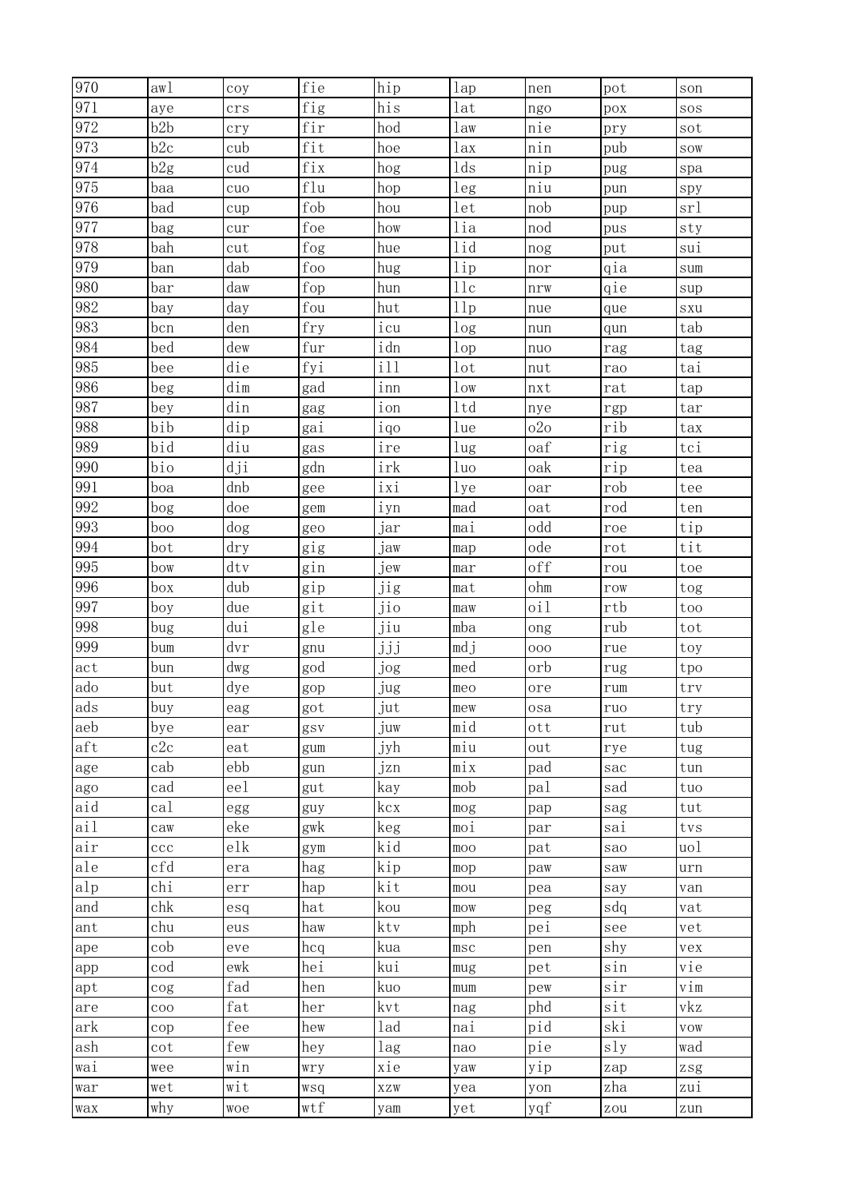| 970 | awl | coy | fie | hip | lap | nen | pot | son |
|---|---|---|---|---|---|---|---|---|
| 971 | aye | crs | fig | his | lat | ngo | pox | sos |
| 972 | b2b | cry | fir | hod | law | nie | pry | sot |
| 973 | b2c | cub | fit | hoe | lax | nin | pub | sow |
| 974 | b2g | cud | fix | hog | lds | nip | pug | spa |
| 975 | baa | cuo | flu | hop | leg | niu | pun | spy |
| 976 | bad | cup | fob | hou | let | nob | pup | srl |
| 977 | bag | cur | foe | how | lia | nod | pus | sty |
| 978 | bah | cut | fog | hue | lid | nog | put | sui |
| 979 | ban | dab | foo | hug | lip | nor | qia | sum |
| 980 | bar | daw | fop | hun | llc | nrw | qie | sup |
| 982 | bay | day | fou | hut | llp | nue | que | sxu |
| 983 | bcn | den | fry | icu | log | nun | qun | tab |
| 984 | bed | dew | fur | idn | lop | nuo | rag | tag |
| 985 | bee | die | fyi | ill | lot | nut | rao | tai |
| 986 | beg | dim | gad | inn | low | nxt | rat | tap |
| 987 | bey | din | gag | ion | ltd | nye | rgp | tar |
| 988 | bib | dip | gai | iqo | lue | o2o | rib | tax |
| 989 | bid | diu | gas | ire | lug | oaf | rig | tci |
| 990 | bio | dji | gdn | irk | luo | oak | rip | tea |
| 991 | boa | dnb | gee | ixi | lye | oar | rob | tee |
| 992 | bog | doe | gem | iyn | mad | oat | rod | ten |
| 993 | boo | dog | geo | jar | mai | odd | roe | tip |
| 994 | bot | dry | gig | jaw | map | ode | rot | tit |
| 995 | bow | dtv | gin | jew | mar | off | rou | toe |
| 996 | box | dub | gip | jig | mat | ohm | row | tog |
| 997 | boy | due | git | jio | maw | oil | rtb | too |
| 998 | bug | dui | gle | jiu | mba | ong | rub | tot |
| 999 | bum | dvr | gnu | jjj | mdj | ooo | rue | toy |
| act | bun | dwg | god | jog | med | orb | rug | tpo |
| ado | but | dye | gop | jug | meo | ore | rum | trv |
| ads | buy | eag | got | jut | mew | osa | ruo | try |
| aeb | bye | ear | gsv | juw | mid | ott | rut | tub |
| aft | c2c | eat | gum | jyh | miu | out | rye | tug |
| age | cab | ebb | gun | jzn | mix | pad | sac | tun |
| ago | cad | eel | gut | kay | mob | pal | sad | tuo |
| aid | cal | egg | guy | kcx | mog | pap | sag | tut |
| ail | caw | eke | gwk | keg | moi | par | sai | tvs |
| air | ccc | elk | gym | kid | moo | pat | sao | uol |
| ale | cfd | era | hag | kip | mop | paw | saw | urn |
| alp | chi | err | hap | kit | mou | pea | say | van |
| and | chk | esq | hat | kou | mow | peg | sdq | vat |
| ant | chu | eus | haw | ktv | mph | pei | see | vet |
| ape | cob | eve | hcq | kua | msc | pen | shy | vex |
| app | cod | ewk | hei | kui | mug | pet | sin | vie |
| apt | cog | fad | hen | kuo | mum | pew | sir | vim |
| are | coo | fat | her | kvt | nag | phd | sit | vkz |
| ark | cop | fee | hew | lad | nai | pid | ski | vow |
| ash | cot | few | hey | lag | nao | pie | sly | wad |
| wai | wee | win | wry | xie | yaw | yip | zap | zsg |
| war | wet | wit | wsq | xzw | yea | yon | zha | zui |
| wax | why | woe | wtf | yam | yet | yqf | zou | zun |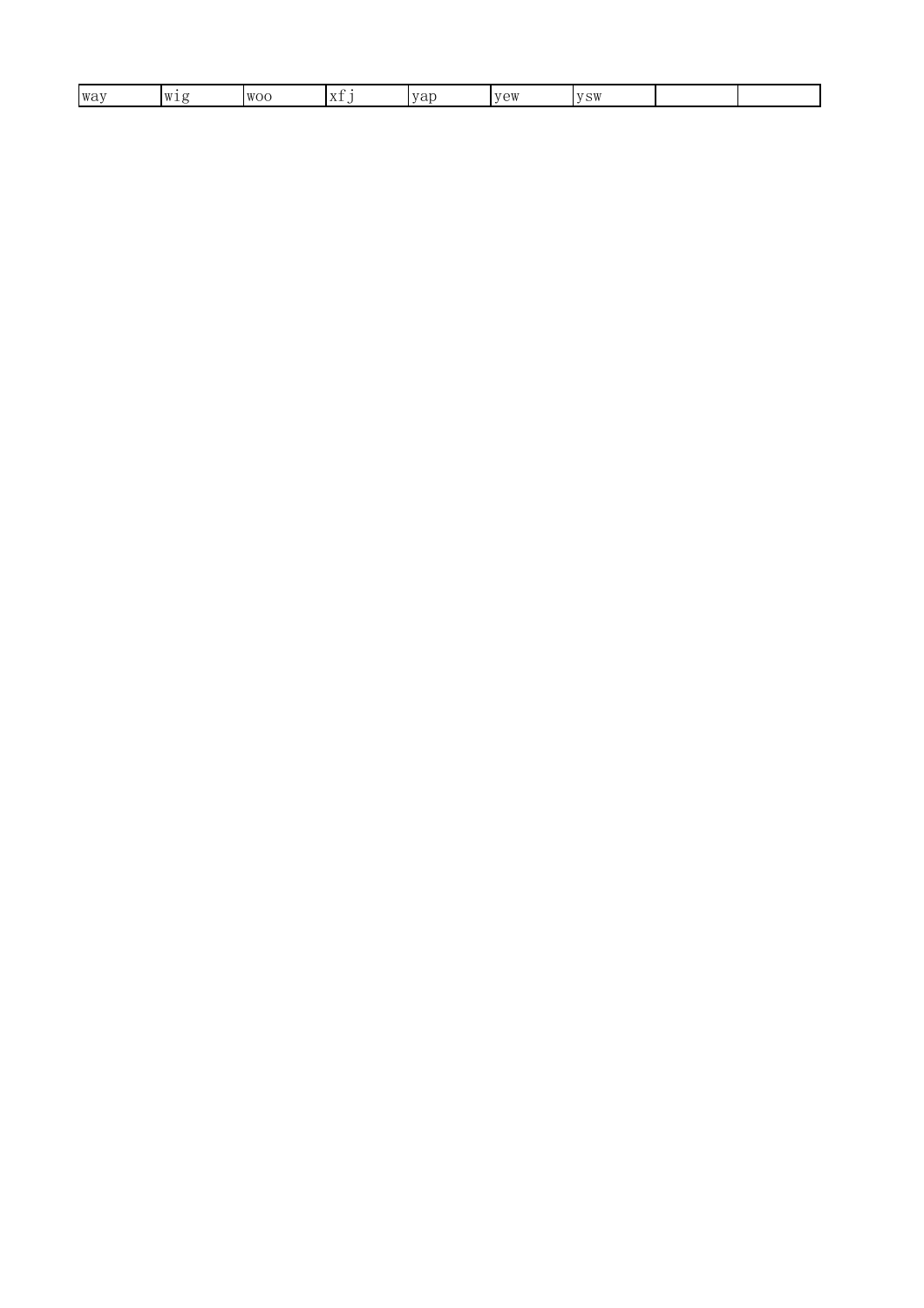| | | | | | | | | |
|---|---|---|---|---|---|---|---|---|
| way | wig | woo | xfj | yap | yew | ysw | | |